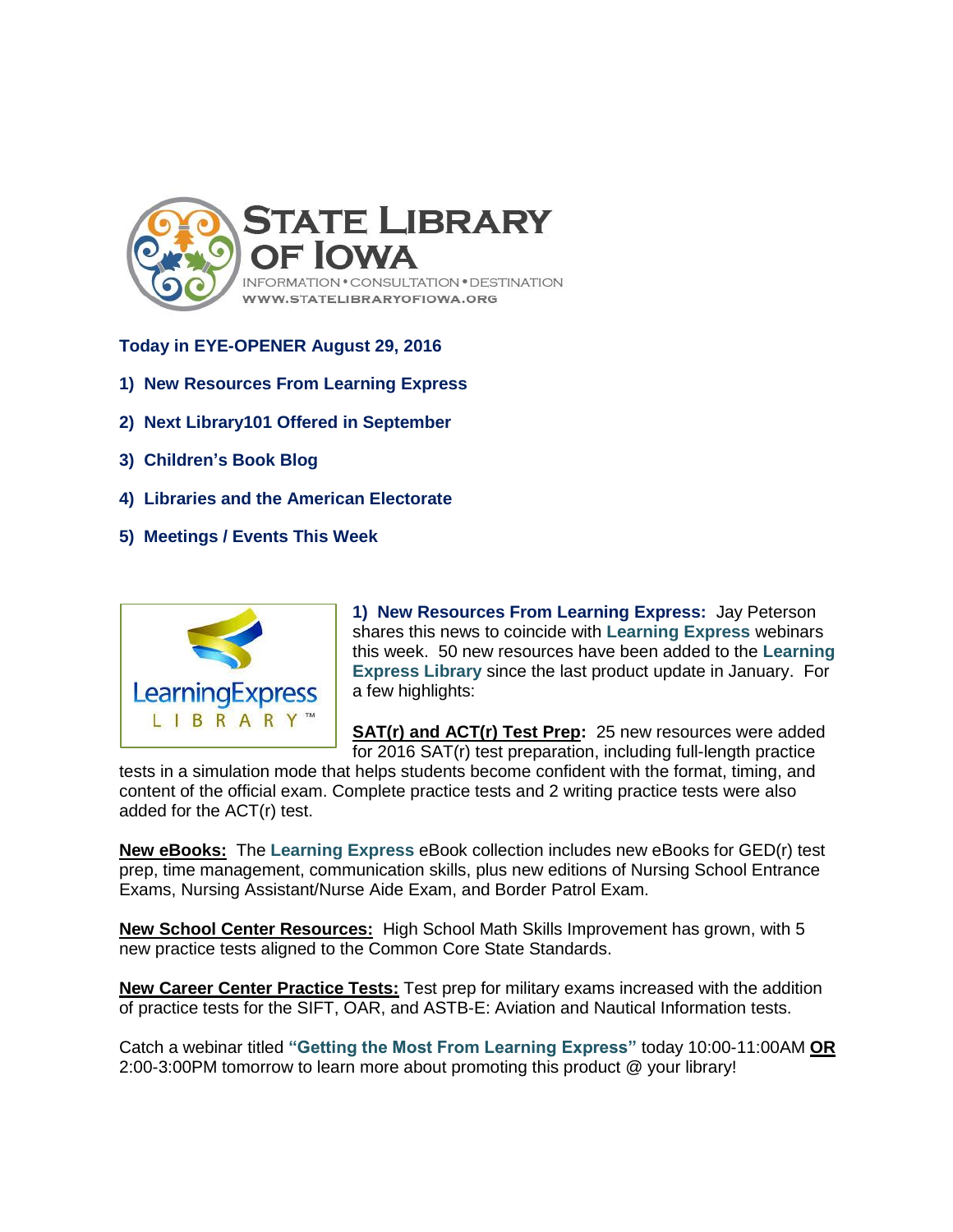STATE LIBRARY OF IOWA

INFORMATION • CONSULTATION • DESTINATION

WWW.STATELIBRARYOFIOWA.ORG

## Today in EYE-OPENER August 29, 2016

1) New Resources From Learning Express

2) Next Library101 Offered in September

3) Children's Book Blog

4) Libraries and the American Electorate

5) Meetings / Events This Week

LearningExpress LIBRARY™

**1) New Resources From Learning Express:** Jay Peterson shares this news to coincide with **Learning Express** webinars this week. 50 new resources have been added to the **Learning Express Library** since the last product update in January. For a few highlights:

**SAT(r) and ACT(r) Test Prep:** 25 new resources were added for 2016 SAT(r) test preparation, including full-length practice tests in a simulation mode that helps students become confident with the format, timing, and content of the official exam. Complete practice tests and 2 writing practice tests were also added for the ACT(r) test.

**New eBooks:** The **Learning Express** eBook collection includes new eBooks for GED(r) test prep, time management, communication skills, plus new editions of Nursing School Entrance Exams, Nursing Assistant/Nurse Aide Exam, and Border Patrol Exam.

**New School Center Resources:** High School Math Skills Improvement has grown, with 5 new practice tests aligned to the Common Core State Standards.

**New Career Center Practice Tests:** Test prep for military exams increased with the addition of practice tests for the SIFT, OAR, and ASTB-E: Aviation and Nautical Information tests.

Catch a webinar titled **"Getting the Most From Learning Express"** today 10:00-11:00AM **OR** 2:00-3:00PM tomorrow to learn more about promoting this product @ your library!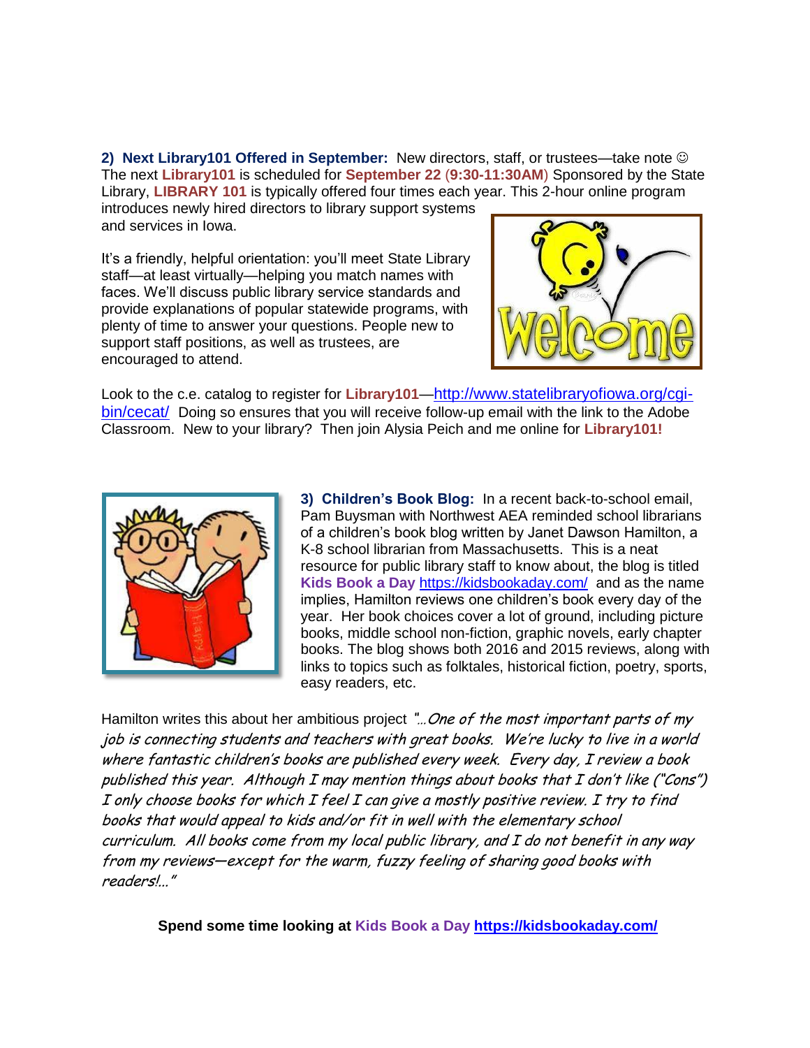**2) Next Library101 Offered in September:** New directors, staff, or trustees—take note ☺ The next **Library101** is scheduled for **September 22** (**9:30-11:30AM**) Sponsored by the State Library, **LIBRARY 101** is typically offered four times each year. This 2-hour online program introduces newly hired directors to library support systems and services in Iowa.

It's a friendly, helpful orientation: you'll meet State Library staff—at least virtually—helping you match names with faces. We'll discuss public library service standards and provide explanations of popular statewide programs, with plenty of time to answer your questions. People new to support staff positions, as well as trustees, are encouraged to attend.

Look to the c.e. catalog to register for **Library101**—http://www.statelibraryofiowa.org/cgi-bin/cecat/ Doing so ensures that you will receive follow-up email with the link to the Adobe Classroom. New to your library? Then join Alysia Peich and me online for **Library101!**

**3) Children's Book Blog:** In a recent back-to-school email, Pam Buysman with Northwest AEA reminded school librarians of a children's book blog written by Janet Dawson Hamilton, a K-8 school librarian from Massachusetts. This is a neat resource for public library staff to know about, the blog is titled **Kids Book a Day** https://kidsbookaday.com/ and as the name implies, Hamilton reviews one children's book every day of the year. Her book choices cover a lot of ground, including picture books, middle school non-fiction, graphic novels, early chapter books. The blog shows both 2016 and 2015 reviews, along with links to topics such as folktales, historical fiction, poetry, sports, easy readers, etc.

Hamilton writes this about her ambitious project *"…One of the most important parts of my job is connecting students and teachers with great books. We're lucky to live in a world where fantastic children's books are published every week. Every day, I review a book published this year. Although I may mention things about books that I don't like ("Cons") I only choose books for which I feel I can give a mostly positive review. I try to find books that would appeal to kids and/or fit in well with the elementary school curriculum. All books come from my local public library, and I do not benefit in any way from my reviews—except for the warm, fuzzy feeling of sharing good books with readers!…"*

**Spend some time looking at Kids Book a Day https://kidsbookaday.com/**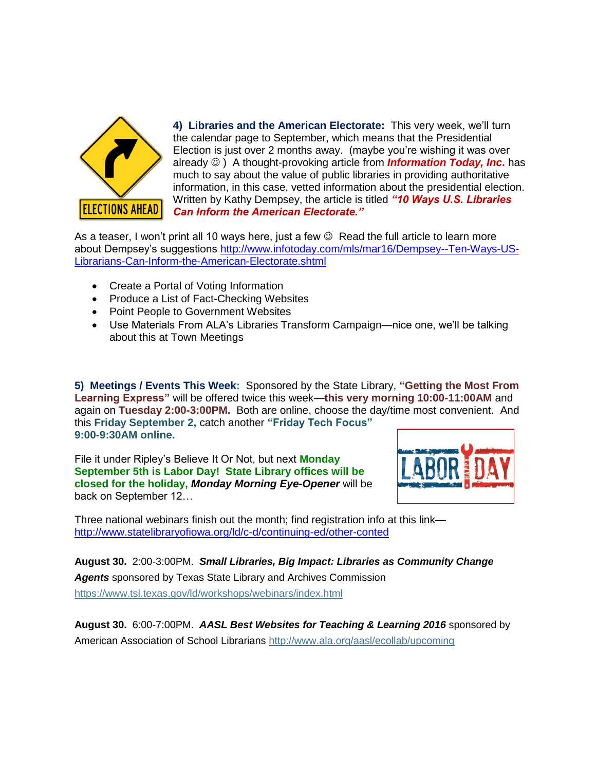**4) Libraries and the American Electorate:** This very week, we'll turn the calendar page to September, which means that the Presidential Election is just over 2 months away. (maybe you're wishing it was over already ☺ ) A thought-provoking article from ***Information Today, Inc.*** has much to say about the value of public libraries in providing authoritative information, in this case, vetted information about the presidential election. Written by Kathy Dempsey, the article is titled ***"10 Ways U.S. Libraries Can Inform the American Electorate."***

As a teaser, I won't print all 10 ways here, just a few ☺ Read the full article to learn more about Dempsey's suggestions http://www.infotoday.com/mls/mar16/Dempsey--Ten-Ways-US-Librarians-Can-Inform-the-American-Electorate.shtml

- Create a Portal of Voting Information
- Produce a List of Fact-Checking Websites
- Point People to Government Websites
- Use Materials From ALA's Libraries Transform Campaign—nice one, we'll be talking about this at Town Meetings

**5) Meetings / Events This Week:** Sponsored by the State Library, **"Getting the Most From Learning Express"** will be offered twice this week—**this very morning 10:00-11:00AM** and again on **Tuesday 2:00-3:00PM.** Both are online, choose the day/time most convenient. And this **Friday September 2,** catch another **"Friday Tech Focus" 9:00-9:30AM online.**

File it under Ripley's Believe It Or Not, but next **Monday September 5th is Labor Day! State Library offices will be closed for the holiday,** ***Monday Morning Eye-Opener*** will be back on September 12…

Three national webinars finish out the month; find registration info at this link—http://www.statelibraryofiowa.org/ld/c-d/continuing-ed/other-conted

**August 30.** 2:00-3:00PM. ***Small Libraries, Big Impact: Libraries as Community Change Agents*** sponsored by Texas State Library and Archives Commission https://www.tsl.texas.gov/ld/workshops/webinars/index.html

**August 30.** 6:00-7:00PM. ***AASL Best Websites for Teaching & Learning 2016*** sponsored by American Association of School Librarians http://www.ala.org/aasl/ecollab/upcoming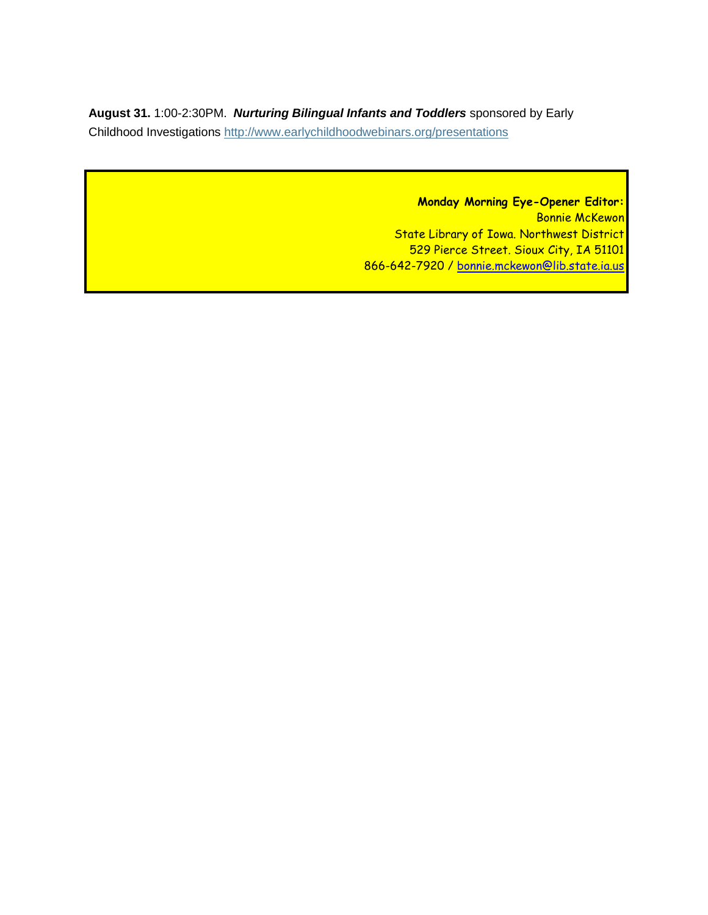**August 31.** 1:00-2:30PM. ***Nurturing Bilingual Infants and Toddlers*** sponsored by Early Childhood Investigations http://www.earlychildhoodwebinars.org/presentations

**Monday Morning Eye-Opener Editor:**
Bonnie McKewon
State Library of Iowa. Northwest District
529 Pierce Street. Sioux City, IA 51101
866-642-7920 / bonnie.mckewon@lib.state.ia.us